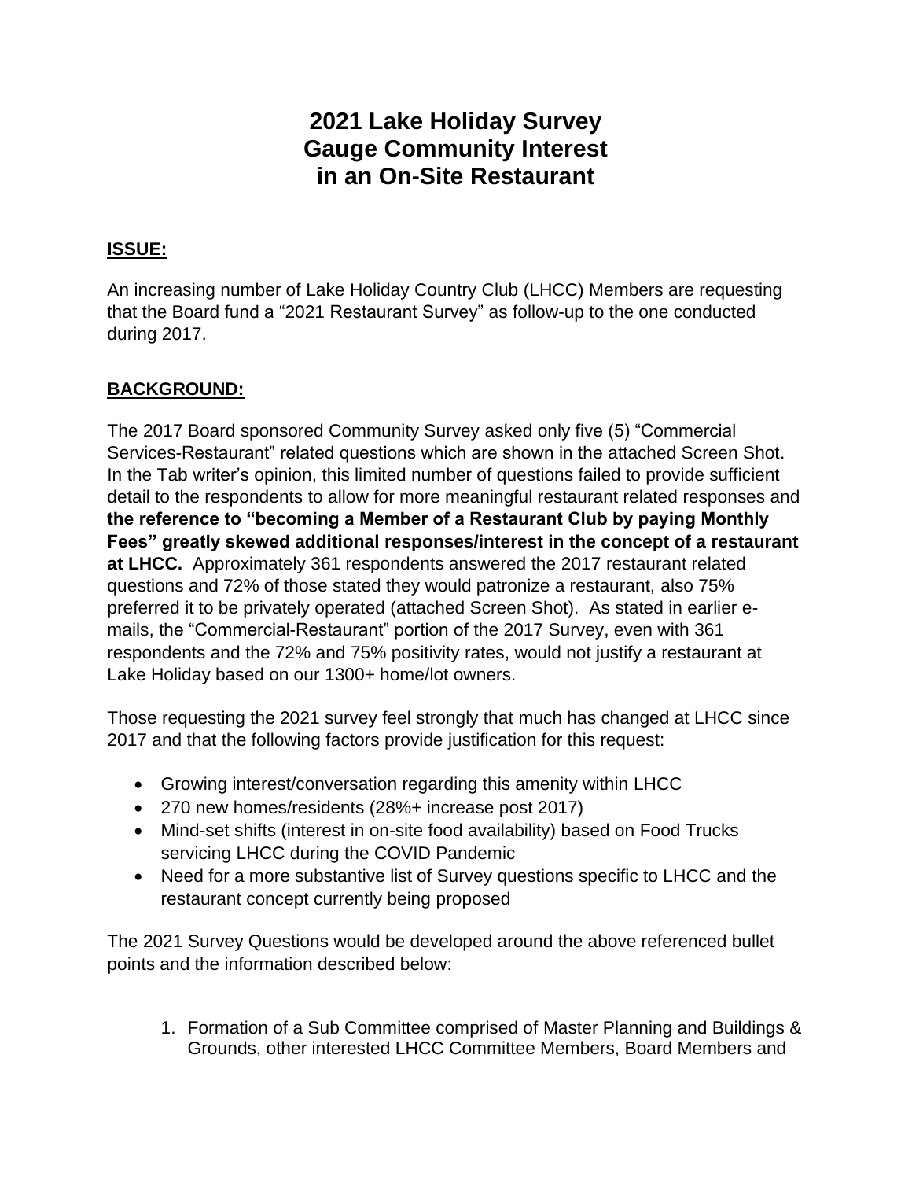# 2021 Lake Holiday Survey Gauge Community Interest in an On-Site Restaurant

## ISSUE:

An increasing number of Lake Holiday Country Club (LHCC) Members are requesting that the Board fund a "2021 Restaurant Survey" as follow-up to the one conducted during 2017.

## BACKGROUND:

The 2017 Board sponsored Community Survey asked only five (5) "Commercial Services-Restaurant" related questions which are shown in the attached Screen Shot. In the Tab writer's opinion, this limited number of questions failed to provide sufficient detail to the respondents to allow for more meaningful restaurant related responses and **the reference to "becoming a Member of a Restaurant Club by paying Monthly Fees" greatly skewed additional responses/interest in the concept of a restaurant at LHCC.** Approximately 361 respondents answered the 2017 restaurant related questions and 72% of those stated they would patronize a restaurant, also 75% preferred it to be privately operated (attached Screen Shot). As stated in earlier e-mails, the "Commercial-Restaurant" portion of the 2017 Survey, even with 361 respondents and the 72% and 75% positivity rates, would not justify a restaurant at Lake Holiday based on our 1300+ home/lot owners.

Those requesting the 2021 survey feel strongly that much has changed at LHCC since 2017 and that the following factors provide justification for this request:

- Growing interest/conversation regarding this amenity within LHCC
- 270 new homes/residents (28%+ increase post 2017)
- Mind-set shifts (interest in on-site food availability) based on Food Trucks servicing LHCC during the COVID Pandemic
- Need for a more substantive list of Survey questions specific to LHCC and the restaurant concept currently being proposed

The 2021 Survey Questions would be developed around the above referenced bullet points and the information described below:

1. Formation of a Sub Committee comprised of Master Planning and Buildings & Grounds, other interested LHCC Committee Members, Board Members and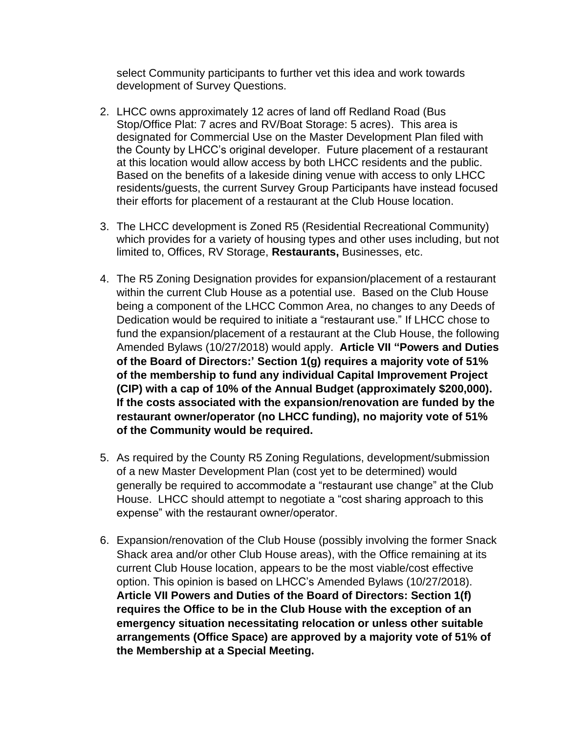select Community participants to further vet this idea and work towards development of Survey Questions.

2. LHCC owns approximately 12 acres of land off Redland Road (Bus Stop/Office Plat: 7 acres and RV/Boat Storage: 5 acres). This area is designated for Commercial Use on the Master Development Plan filed with the County by LHCC's original developer. Future placement of a restaurant at this location would allow access by both LHCC residents and the public. Based on the benefits of a lakeside dining venue with access to only LHCC residents/guests, the current Survey Group Participants have instead focused their efforts for placement of a restaurant at the Club House location.

3. The LHCC development is Zoned R5 (Residential Recreational Community) which provides for a variety of housing types and other uses including, but not limited to, Offices, RV Storage, **Restaurants,** Businesses, etc.

4. The R5 Zoning Designation provides for expansion/placement of a restaurant within the current Club House as a potential use. Based on the Club House being a component of the LHCC Common Area, no changes to any Deeds of Dedication would be required to initiate a "restaurant use." If LHCC chose to fund the expansion/placement of a restaurant at the Club House, the following Amended Bylaws (10/27/2018) would apply. **Article VII "Powers and Duties of the Board of Directors:' Section 1(g) requires a majority vote of 51% of the membership to fund any individual Capital Improvement Project (CIP) with a cap of 10% of the Annual Budget (approximately $200,000). If the costs associated with the expansion/renovation are funded by the restaurant owner/operator (no LHCC funding), no majority vote of 51% of the Community would be required.**

5. As required by the County R5 Zoning Regulations, development/submission of a new Master Development Plan (cost yet to be determined) would generally be required to accommodate a "restaurant use change" at the Club House. LHCC should attempt to negotiate a "cost sharing approach to this expense" with the restaurant owner/operator.

6. Expansion/renovation of the Club House (possibly involving the former Snack Shack area and/or other Club House areas), with the Office remaining at its current Club House location, appears to be the most viable/cost effective option. This opinion is based on LHCC's Amended Bylaws (10/27/2018). **Article VII Powers and Duties of the Board of Directors: Section 1(f) requires the Office to be in the Club House with the exception of an emergency situation necessitating relocation or unless other suitable arrangements (Office Space) are approved by a majority vote of 51% of the Membership at a Special Meeting.**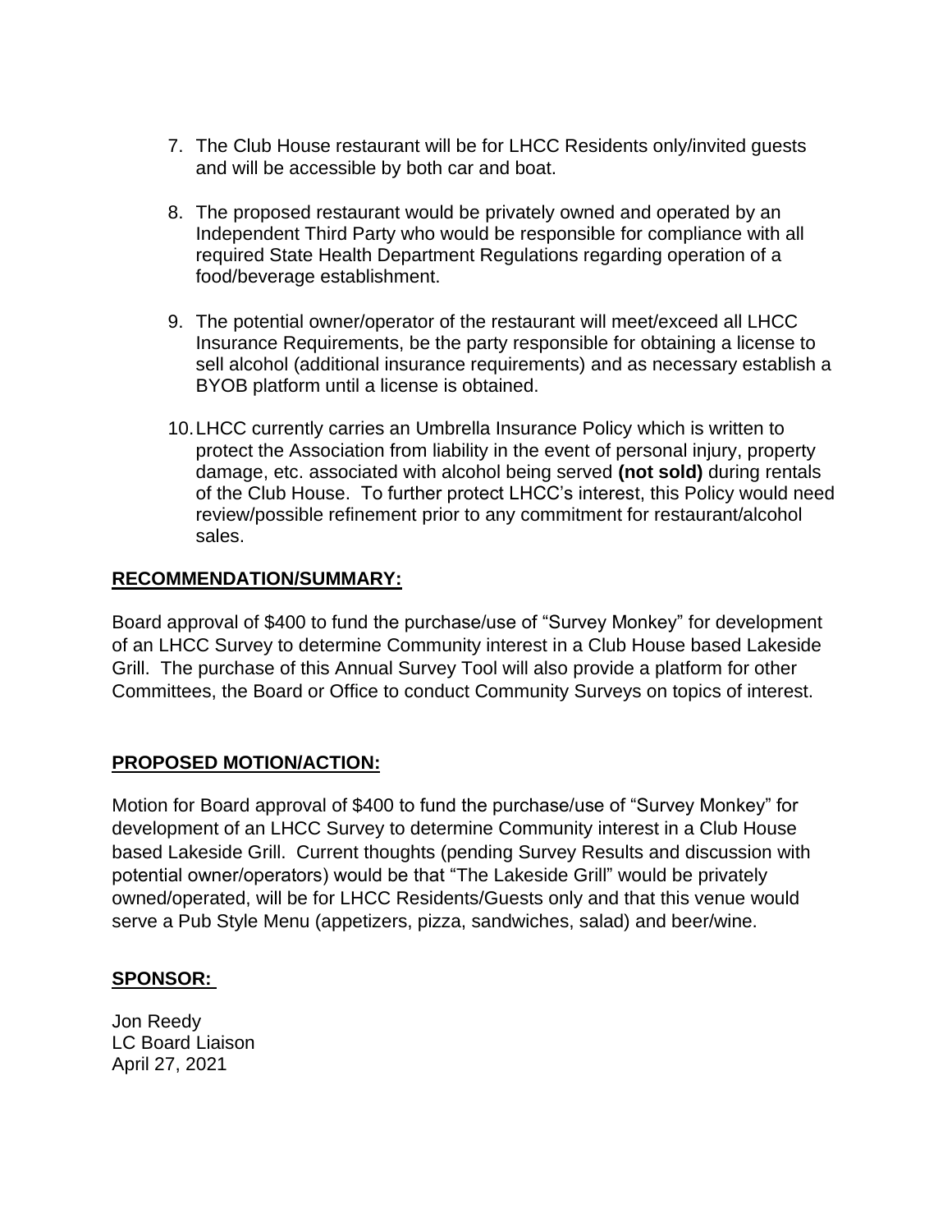7. The Club House restaurant will be for LHCC Residents only/invited guests and will be accessible by both car and boat.

8. The proposed restaurant would be privately owned and operated by an Independent Third Party who would be responsible for compliance with all required State Health Department Regulations regarding operation of a food/beverage establishment.

9. The potential owner/operator of the restaurant will meet/exceed all LHCC Insurance Requirements, be the party responsible for obtaining a license to sell alcohol (additional insurance requirements) and as necessary establish a BYOB platform until a license is obtained.

10. LHCC currently carries an Umbrella Insurance Policy which is written to protect the Association from liability in the event of personal injury, property damage, etc. associated with alcohol being served **(not sold)** during rentals of the Club House. To further protect LHCC's interest, this Policy would need review/possible refinement prior to any commitment for restaurant/alcohol sales.

## RECOMMENDATION/SUMMARY:

Board approval of $400 to fund the purchase/use of "Survey Monkey" for development of an LHCC Survey to determine Community interest in a Club House based Lakeside Grill. The purchase of this Annual Survey Tool will also provide a platform for other Committees, the Board or Office to conduct Community Surveys on topics of interest.

## PROPOSED MOTION/ACTION:

Motion for Board approval of $400 to fund the purchase/use of "Survey Monkey" for development of an LHCC Survey to determine Community interest in a Club House based Lakeside Grill. Current thoughts (pending Survey Results and discussion with potential owner/operators) would be that "The Lakeside Grill" would be privately owned/operated, will be for LHCC Residents/Guests only and that this venue would serve a Pub Style Menu (appetizers, pizza, sandwiches, salad) and beer/wine.

## SPONSOR:

Jon Reedy
LC Board Liaison
April 27, 2021